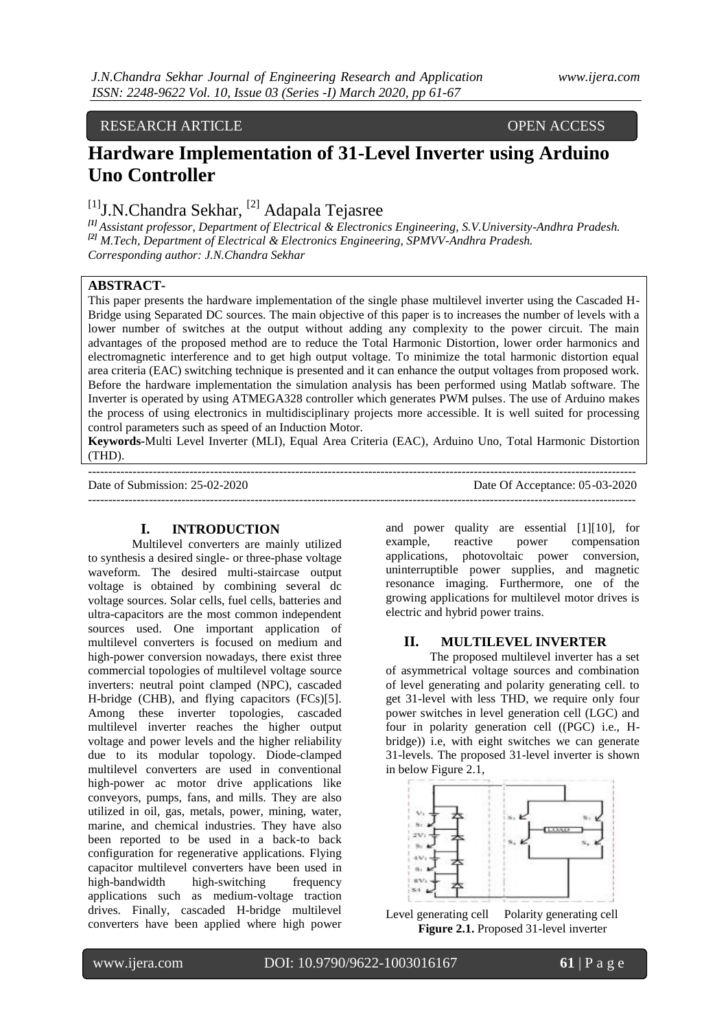RESEARCH ARTICLE OPEN ACCESS

# Hardware Implementation of 31-Level Inverter using Arduino Uno Controller

[1]J.N.Chandra Sekhar, [2] Adapala Tejasree

*[1] Assistant professor, Department of Electrical & Electronics Engineering, S.V.University-Andhra Pradesh.*
*[2] M.Tech, Department of Electrical & Electronics Engineering, SPMVV-Andhra Pradesh.*
*Corresponding author: J.N.Chandra Sekhar*

**ABSTRACT-**
This paper presents the hardware implementation of the single phase multilevel inverter using the Cascaded H-Bridge using Separated DC sources. The main objective of this paper is to increases the number of levels with a lower number of switches at the output without adding any complexity to the power circuit. The main advantages of the proposed method are to reduce the Total Harmonic Distortion, lower order harmonics and electromagnetic interference and to get high output voltage. To minimize the total harmonic distortion equal area criteria (EAC) switching technique is presented and it can enhance the output voltages from proposed work. Before the hardware implementation the simulation analysis has been performed using Matlab software. The Inverter is operated by using ATMEGA328 controller which generates PWM pulses. The use of Arduino makes the process of using electronics in multidisciplinary projects more accessible. It is well suited for processing control parameters such as speed of an Induction Motor.

**Keywords**-Multi Level Inverter (MLI), Equal Area Criteria (EAC), Arduino Uno, Total Harmonic Distortion (THD).

---

Date of Submission: 25-02-2020 Date Of Acceptance: 05-03-2020

---

## I. INTRODUCTION

Multilevel converters are mainly utilized to synthesis a desired single- or three-phase voltage waveform. The desired multi-staircase output voltage is obtained by combining several dc voltage sources. Solar cells, fuel cells, batteries and ultra-capacitors are the most common independent sources used. One important application of multilevel converters is focused on medium and high-power conversion nowadays, there exist three commercial topologies of multilevel voltage source inverters: neutral point clamped (NPC), cascaded H-bridge (CHB), and flying capacitors (FCs)[5]. Among these inverter topologies, cascaded multilevel inverter reaches the higher output voltage and power levels and the higher reliability due to its modular topology. Diode-clamped multilevel converters are used in conventional high-power ac motor drive applications like conveyors, pumps, fans, and mills. They are also utilized in oil, gas, metals, power, mining, water, marine, and chemical industries. They have also been reported to be used in a back-to back configuration for regenerative applications. Flying capacitor multilevel converters have been used in high-bandwidth high-switching frequency applications such as medium-voltage traction drives. Finally, cascaded H-bridge multilevel converters have been applied where high power and power quality are essential [1][10], for example, reactive power compensation applications, photovoltaic power conversion, uninterruptible power supplies, and magnetic resonance imaging. Furthermore, one of the growing applications for multilevel motor drives is electric and hybrid power trains.

## II. MULTILEVEL INVERTER

The proposed multilevel inverter has a set of asymmetrical voltage sources and combination of level generating and polarity generating cell. to get 31-level with less THD, we require only four power switches in level generation cell (LGC) and four in polarity generation cell ((PGC) i.e., H-bridge)) i.e, with eight switches we can generate 31-levels. The proposed 31-level inverter is shown in below Figure 2.1,

Level generating cell Polarity generating cell
**Figure 2.1.** Proposed 31-level inverter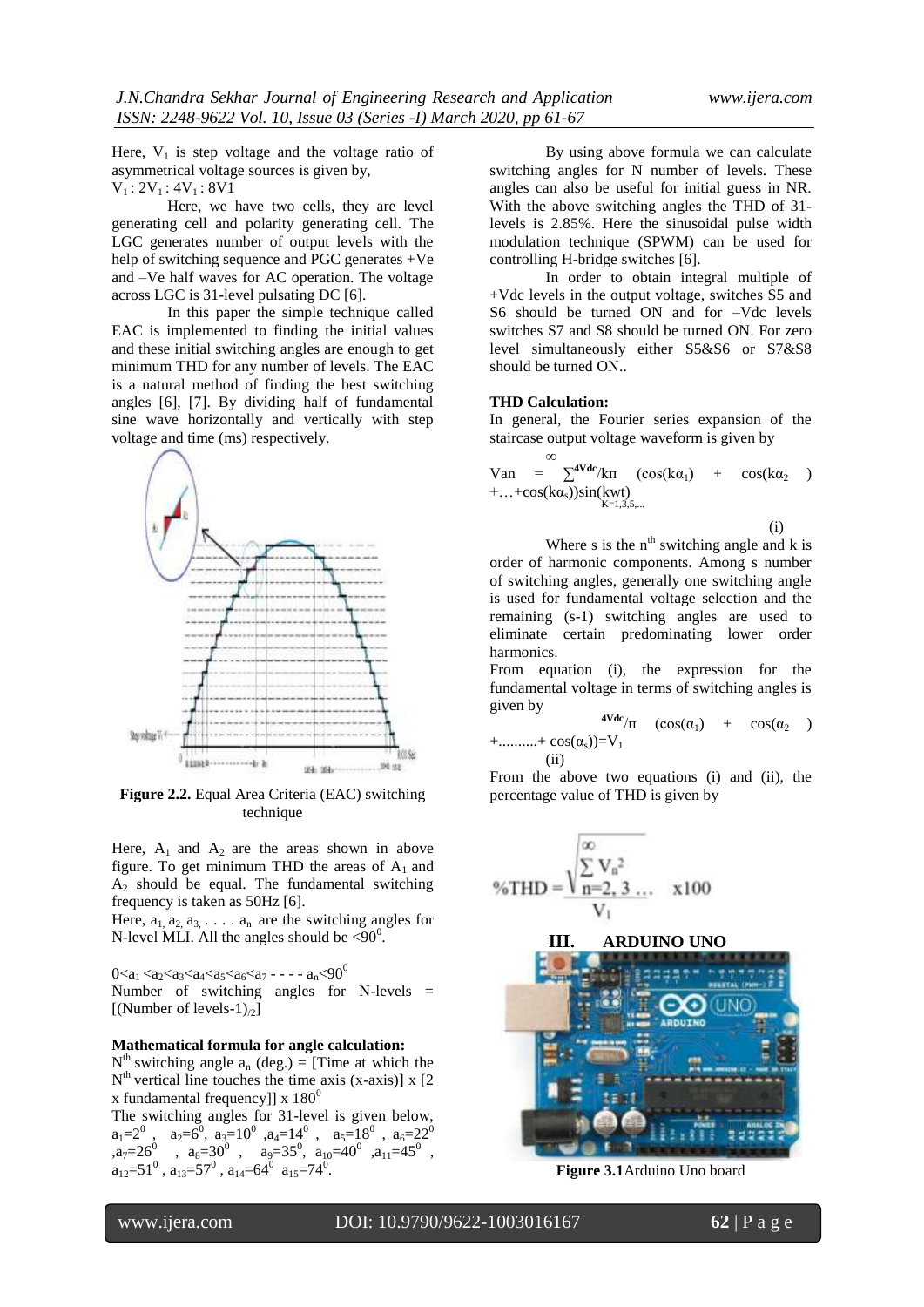Here, $V_1$ is step voltage and the voltage ratio of asymmetrical voltage sources is given by,

$V_1 : 2V_1 : 4V_1 : 8V1$

Here, we have two cells, they are level generating cell and polarity generating cell. The LGC generates number of output levels with the help of switching sequence and PGC generates +Ve and –Ve half waves for AC operation. The voltage across LGC is 31-level pulsating DC [6].

In this paper the simple technique called EAC is implemented to finding the initial values and these initial switching angles are enough to get minimum THD for any number of levels. The EAC is a natural method of finding the best switching angles [6], [7]. By dividing half of fundamental sine wave horizontally and vertically with step voltage and time (ms) respectively.

**Figure 2.2.** Equal Area Criteria (EAC) switching technique

Here, $A_1$ and $A_2$ are the areas shown in above figure. To get minimum THD the areas of $A_1$ and $A_2$ should be equal. The fundamental switching frequency is taken as 50Hz [6].

Here, $a_1, a_2, a_3, \ldots a_n$ are the switching angles for N-level MLI. All the angles should be $<90^0$.

$0<a_1<a_2<a_3<a_4<a_5<a_6<a_7 - - - - a_n<90^0$

Number of switching angles for N-levels = [(Number of levels-1)$_{/2}$]

**Mathematical formula for angle calculation:**

$N^{th}$ switching angle $a_n$ (deg.) = [Time at which the $N^{th}$ vertical line touches the time axis (x-axis)] x [2 x fundamental frequency]] x $180^0$

The switching angles for 31-level is given below, $a_1=2^0$, $a_2=6^0$, $a_3=10^0$, $a_4=14^0$, $a_5=18^0$, $a_6=22^0$, $a_7=26^0$, $a_8=30^0$, $a_9=35^0$, $a_{10}=40^0$, $a_{11}=45^0$, $a_{12}=51^0$, $a_{13}=57^0$, $a_{14}=64^0$ $a_{15}=74^0$.

By using above formula we can calculate switching angles for N number of levels. These angles can also be useful for initial guess in NR. With the above switching angles the THD of 31-levels is 2.85%. Here the sinusoidal pulse width modulation technique (SPWM) can be used for controlling H-bridge switches [6].

In order to obtain integral multiple of +Vdc levels in the output voltage, switches S5 and S6 should be turned ON and for –Vdc levels switches S7 and S8 should be turned ON. For zero level simultaneously either S5&S6 or S7&S8 should be turned ON..

**THD Calculation:**

In general, the Fourier series expansion of the staircase output voltage waveform is given by

$$Van = \sum_{K=1,3,5,\ldots}^{\infty} \frac{4Vdc}{k\pi} (\cos(k\alpha_1) + \cos(k\alpha_2) + \ldots + \cos(k\alpha_s))\sin(kwt) \quad \text{(i)}$$

Where s is the $n^{th}$ switching angle and k is order of harmonic components. Among s number of switching angles, generally one switching angle is used for fundamental voltage selection and the remaining (s-1) switching angles are used to eliminate certain predominating lower order harmonics.

From equation (i), the expression for the fundamental voltage in terms of switching angles is given by

$$\frac{4Vdc}{\pi} (\cos(\alpha_1) + \cos(\alpha_2) + \ldots\ldots\ldots + \cos(\alpha_s)) = V_1 \quad \text{(ii)}$$

From the above two equations (i) and (ii), the percentage value of THD is given by

$$\%THD = \frac{\sqrt{\sum_{n=2,3\ldots}^{\infty} V_n^2}}{V_1} \times 100$$

## III. ARDUINO UNO

**Figure 3.1** Arduino Uno board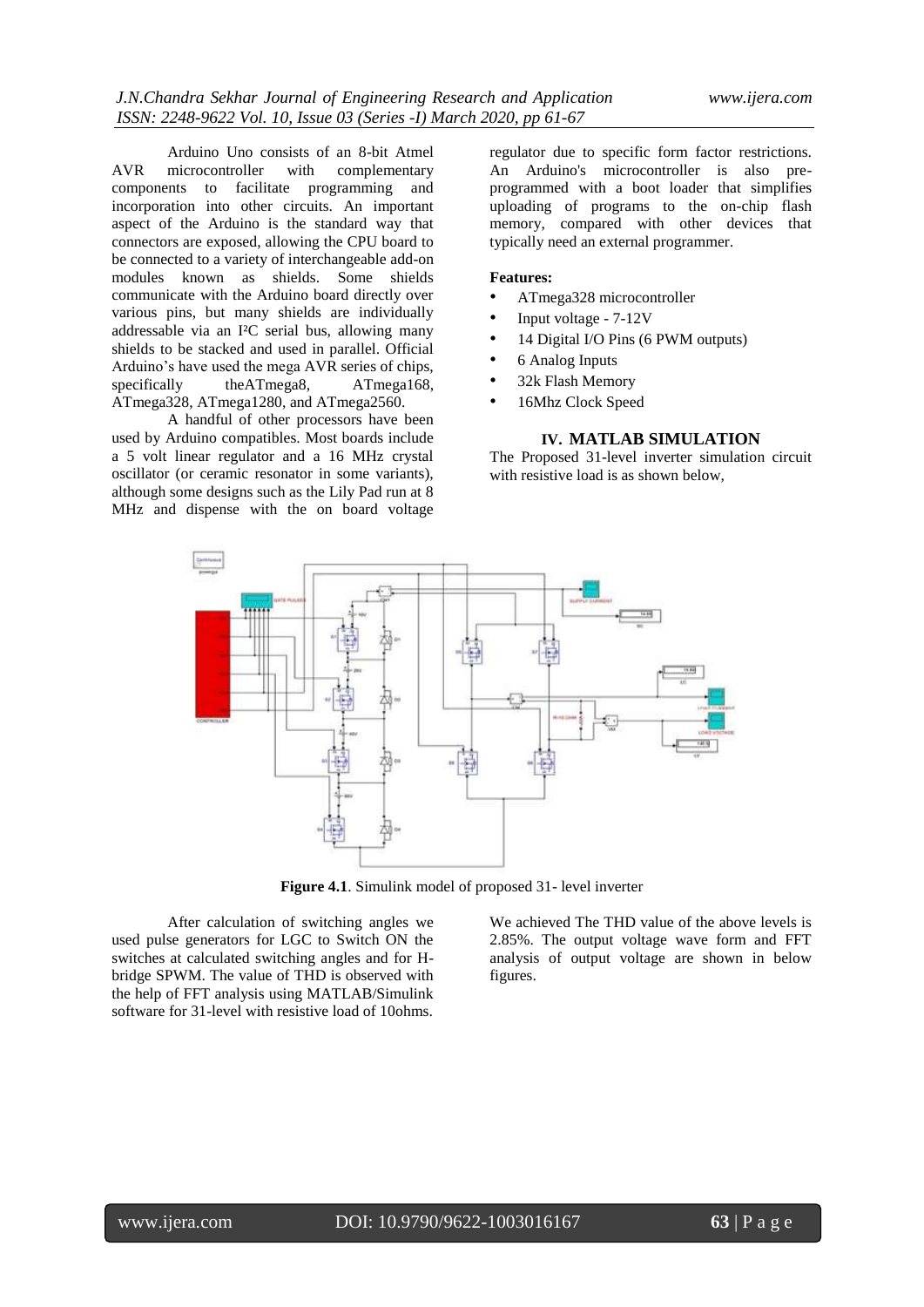Arduino Uno consists of an 8-bit Atmel AVR microcontroller with complementary components to facilitate programming and incorporation into other circuits. An important aspect of the Arduino is the standard way that connectors are exposed, allowing the CPU board to be connected to a variety of interchangeable add-on modules known as shields. Some shields communicate with the Arduino board directly over various pins, but many shields are individually addressable via an I²C serial bus, allowing many shields to be stacked and used in parallel. Official Arduino's have used the mega AVR series of chips, specifically theATmega8, ATmega168, ATmega328, ATmega1280, and ATmega2560.

A handful of other processors have been used by Arduino compatibles. Most boards include a 5 volt linear regulator and a 16 MHz crystal oscillator (or ceramic resonator in some variants), although some designs such as the Lily Pad run at 8 MHz and dispense with the on board voltage regulator due to specific form factor restrictions. An Arduino's microcontroller is also pre-programmed with a boot loader that simplifies uploading of programs to the on-chip flash memory, compared with other devices that typically need an external programmer.

**Features:**

- ATmega328 microcontroller
- Input voltage - 7-12V
- 14 Digital I/O Pins (6 PWM outputs)
- 6 Analog Inputs
- 32k Flash Memory
- 16Mhz Clock Speed

## IV. MATLAB SIMULATION

The Proposed 31-level inverter simulation circuit with resistive load is as shown below,

**Figure 4.1**. Simulink model of proposed 31- level inverter

After calculation of switching angles we used pulse generators for LGC to Switch ON the switches at calculated switching angles and for H-bridge SPWM. The value of THD is observed with the help of FFT analysis using MATLAB/Simulink software for 31-level with resistive load of 10ohms.

We achieved The THD value of the above levels is 2.85%. The output voltage wave form and FFT analysis of output voltage are shown in below figures.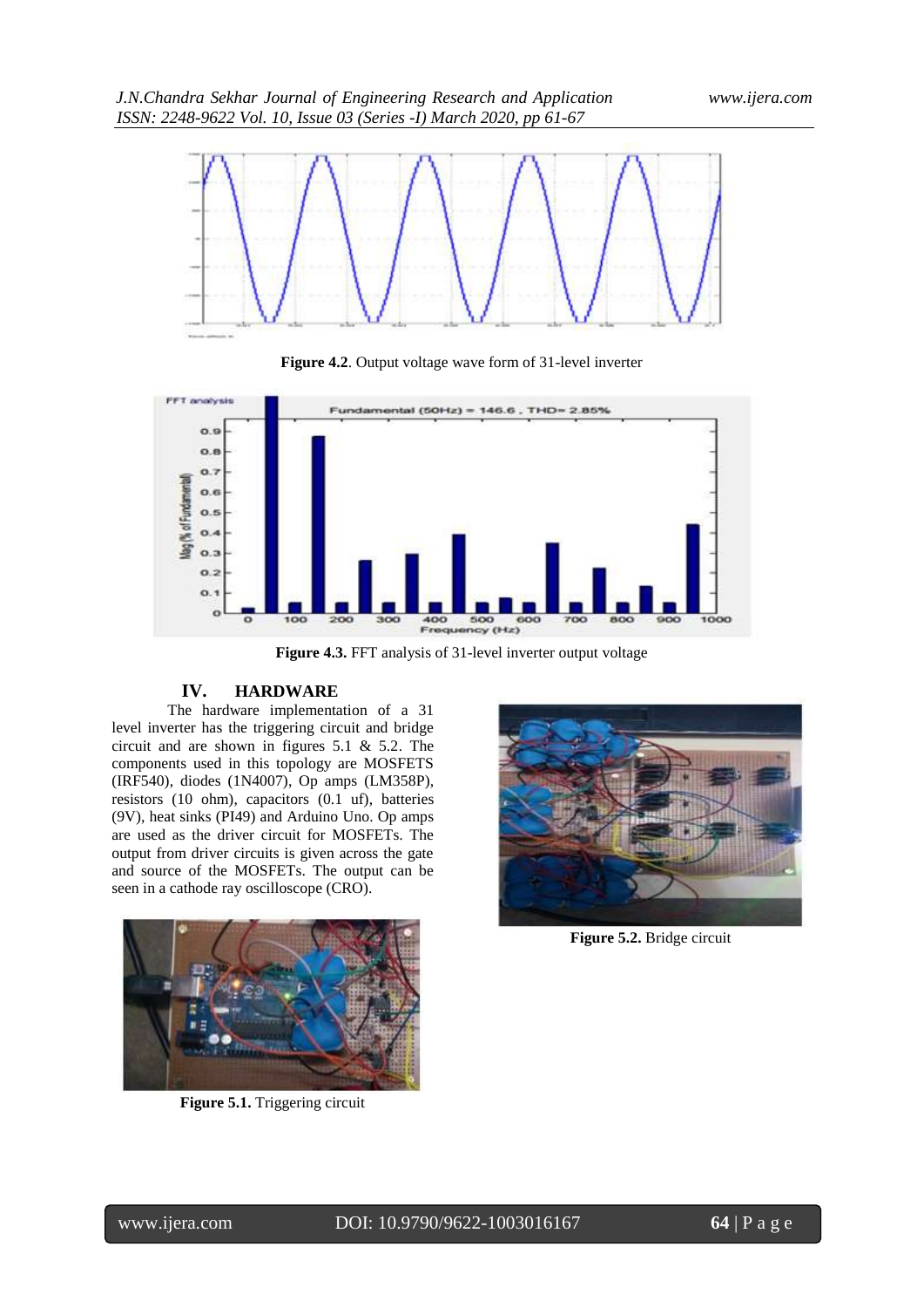**Figure 4.2**. Output voltage wave form of 31-level inverter

**Figure 4.3.** FFT analysis of 31-level inverter output voltage

## IV. HARDWARE

The hardware implementation of a 31 level inverter has the triggering circuit and bridge circuit and are shown in figures 5.1 & 5.2. The components used in this topology are MOSFETS (IRF540), diodes (1N4007), Op amps (LM358P), resistors (10 ohm), capacitors (0.1 uf), batteries (9V), heat sinks (PI49) and Arduino Uno. Op amps are used as the driver circuit for MOSFETs. The output from driver circuits is given across the gate and source of the MOSFETs. The output can be seen in a cathode ray oscilloscope (CRO).

**Figure 5.1.** Triggering circuit

**Figure 5.2.** Bridge circuit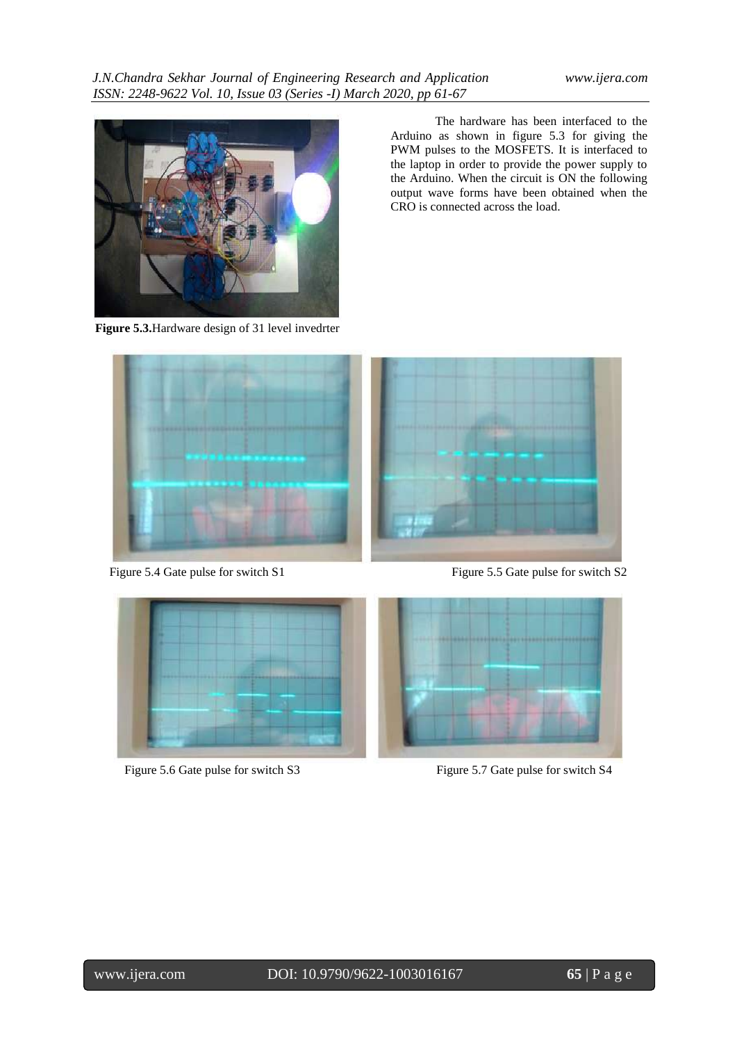**Figure 5.3.** Hardware design of 31 level invedrter

The hardware has been interfaced to the Arduino as shown in figure 5.3 for giving the PWM pulses to the MOSFETS. It is interfaced to the laptop in order to provide the power supply to the Arduino. When the circuit is ON the following output wave forms have been obtained when the CRO is connected across the load.

Figure 5.4 Gate pulse for switch S1

Figure 5.5 Gate pulse for switch S2

Figure 5.6 Gate pulse for switch S3

Figure 5.7 Gate pulse for switch S4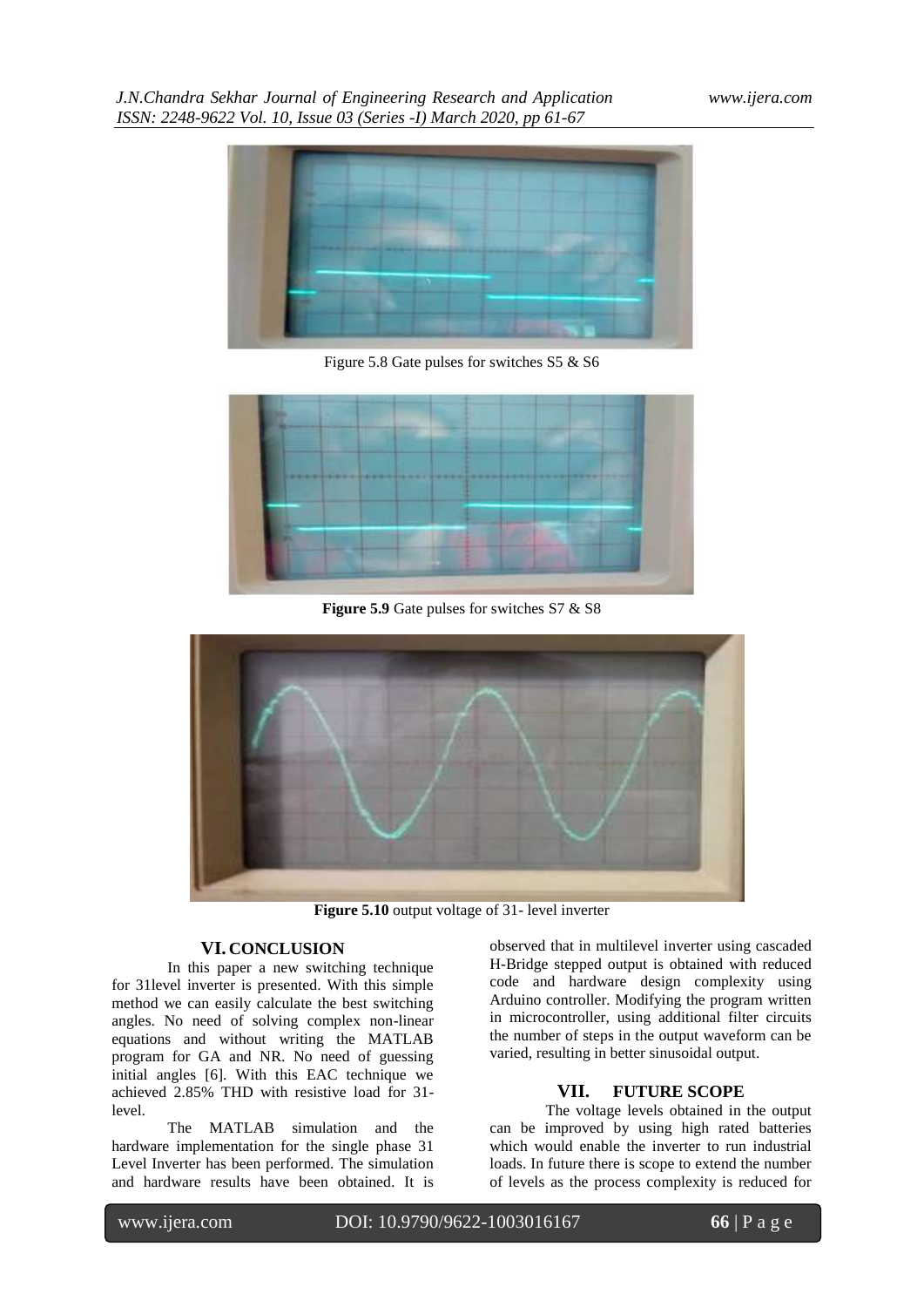Figure 5.8 Gate pulses for switches S5 & S6

**Figure 5.9** Gate pulses for switches S7 & S8

**Figure 5.10** output voltage of 31- level inverter

## VI. CONCLUSION

In this paper a new switching technique for 31level inverter is presented. With this simple method we can easily calculate the best switching angles. No need of solving complex non-linear equations and without writing the MATLAB program for GA and NR. No need of guessing initial angles [6]. With this EAC technique we achieved 2.85% THD with resistive load for 31-level.

The MATLAB simulation and the hardware implementation for the single phase 31 Level Inverter has been performed. The simulation and hardware results have been obtained. It is observed that in multilevel inverter using cascaded H-Bridge stepped output is obtained with reduced code and hardware design complexity using Arduino controller. Modifying the program written in microcontroller, using additional filter circuits the number of steps in the output waveform can be varied, resulting in better sinusoidal output.

## VII. FUTURE SCOPE

The voltage levels obtained in the output can be improved by using high rated batteries which would enable the inverter to run industrial loads. In future there is scope to extend the number of levels as the process complexity is reduced for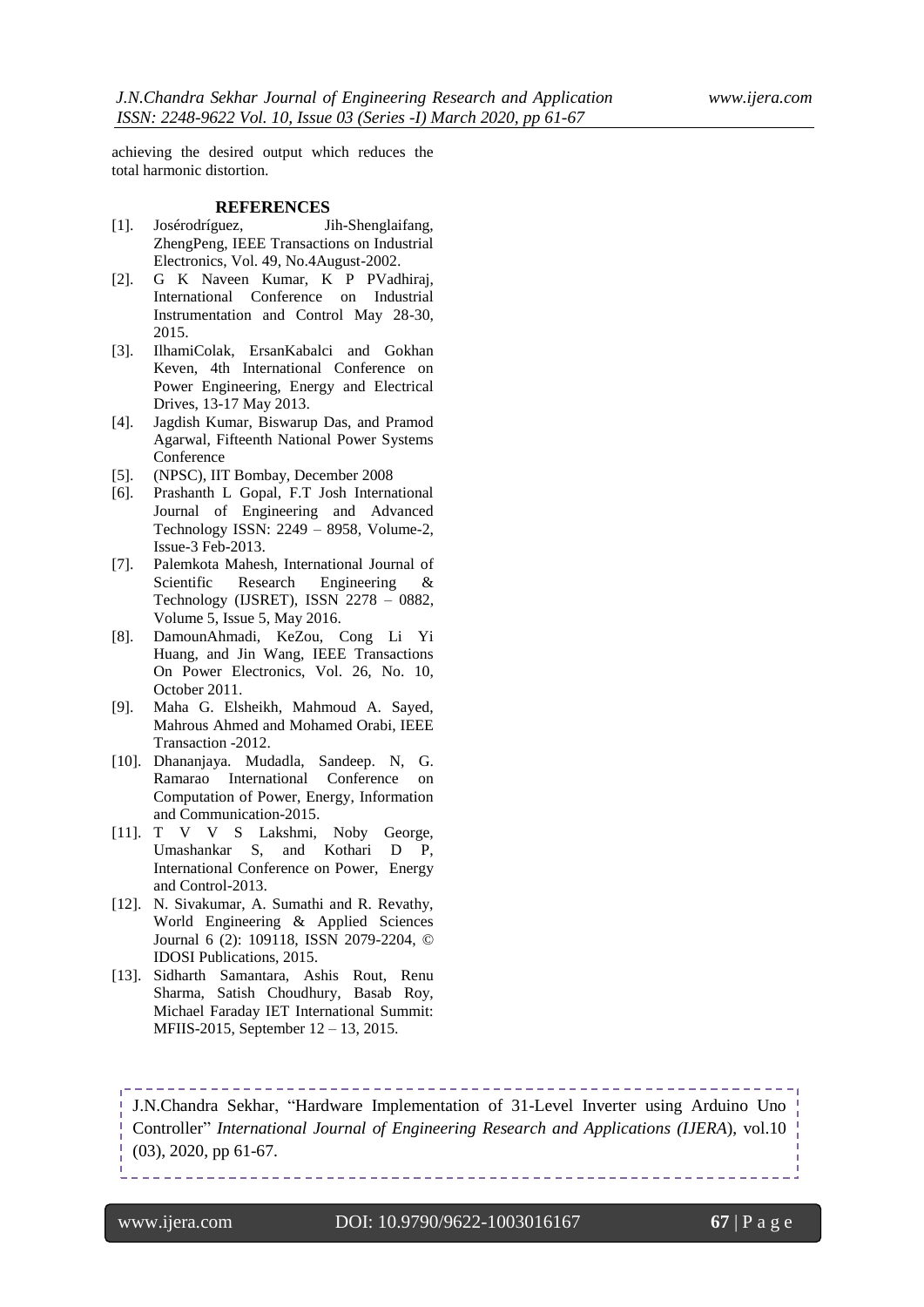achieving the desired output which reduces the total harmonic distortion.

## REFERENCES

[1]. Josérodríguez, Jih-Shenglaifang, ZhengPeng, IEEE Transactions on Industrial Electronics, Vol. 49, No.4August-2002.

[2]. G K Naveen Kumar, K P PVadhiraj, International Conference on Industrial Instrumentation and Control May 28-30, 2015.

[3]. IlhamiColak, ErsanKabalci and Gokhan Keven, 4th International Conference on Power Engineering, Energy and Electrical Drives, 13-17 May 2013.

[4]. Jagdish Kumar, Biswarup Das, and Pramod Agarwal, Fifteenth National Power Systems Conference

[5]. (NPSC), IIT Bombay, December 2008

[6]. Prashanth L Gopal, F.T Josh International Journal of Engineering and Advanced Technology ISSN: 2249 – 8958, Volume-2, Issue-3 Feb-2013.

[7]. Palemkota Mahesh, International Journal of Scientific Research Engineering & Technology (IJSRET), ISSN 2278 – 0882, Volume 5, Issue 5, May 2016.

[8]. DamounAhmadi, KeZou, Cong Li Yi Huang, and Jin Wang, IEEE Transactions On Power Electronics, Vol. 26, No. 10, October 2011.

[9]. Maha G. Elsheikh, Mahmoud A. Sayed, Mahrous Ahmed and Mohamed Orabi, IEEE Transaction -2012.

[10]. Dhananjaya. Mudadla, Sandeep. N, G. Ramarao International Conference on Computation of Power, Energy, Information and Communication-2015.

[11]. T V V S Lakshmi, Noby George, Umashankar S, and Kothari D P, International Conference on Power, Energy and Control-2013.

[12]. N. Sivakumar, A. Sumathi and R. Revathy, World Engineering & Applied Sciences Journal 6 (2): 109118, ISSN 2079-2204, © IDOSI Publications, 2015.

[13]. Sidharth Samantara, Ashis Rout, Renu Sharma, Satish Choudhury, Basab Roy, Michael Faraday IET International Summit: MFIIS-2015, September 12 – 13, 2015.

J.N.Chandra Sekhar, "Hardware Implementation of 31-Level Inverter using Arduino Uno Controller" *International Journal of Engineering Research and Applications (IJERA*), vol.10 (03), 2020, pp 61-67.